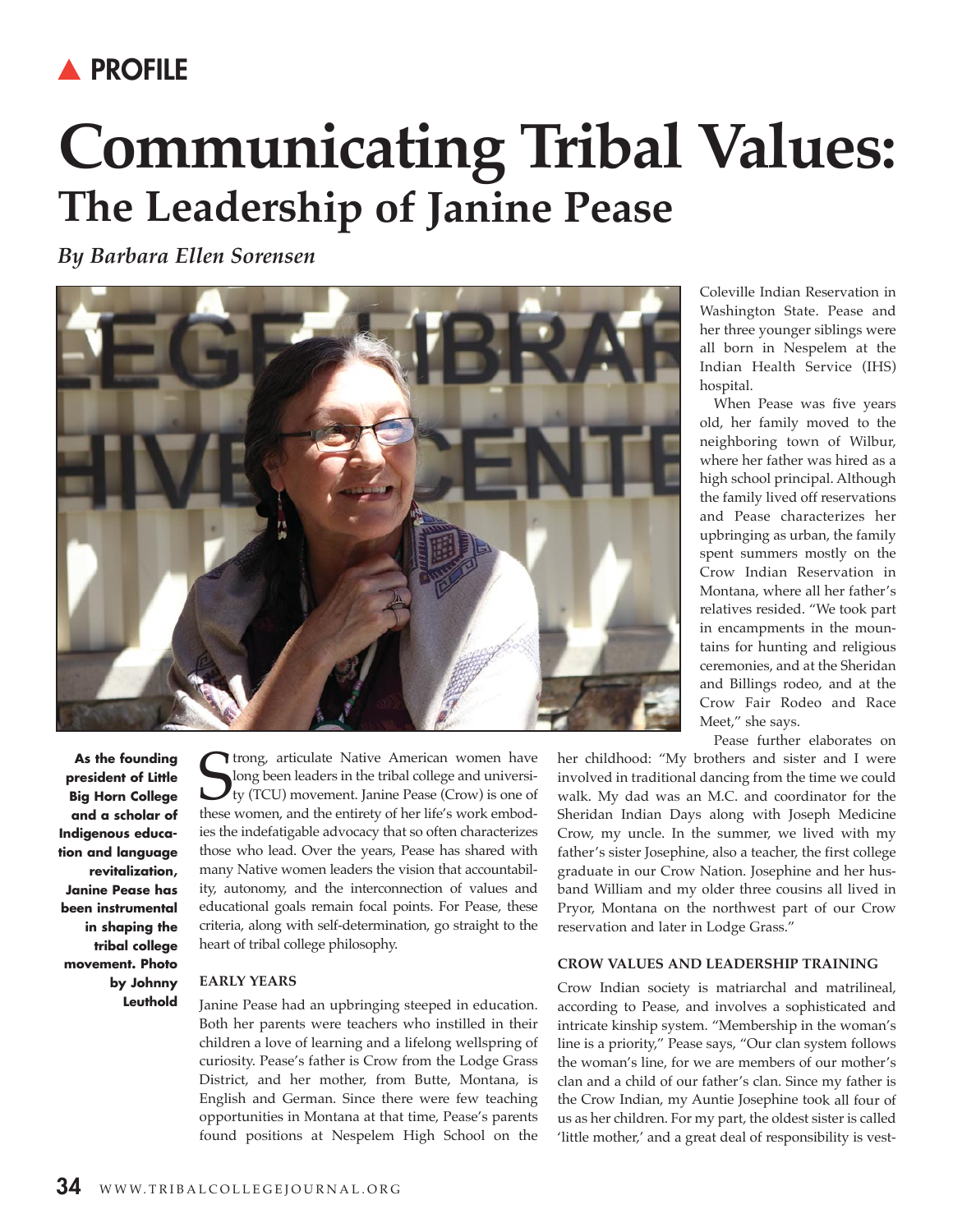**▲ PROFILE**

# Communicating Tribal Values:
## The Leadership of Janine Pease

*By Barbara Ellen Sorensen*

**As the founding president of Little Big Horn College and a scholar of Indigenous education and language revitalization, Janine Pease has been instrumental in shaping the tribal college movement. Photo by Johnny Leuthold**

Strong, articulate Native American women have long been leaders in the tribal college and university (TCU) movement. Janine Pease (Crow) is one of these women, and the entirety of her life's work embodies the indefatigable advocacy that so often characterizes those who lead. Over the years, Pease has shared with many Native women leaders the vision that accountability, autonomy, and the interconnection of values and educational goals remain focal points. For Pease, these criteria, along with self-determination, go straight to the heart of tribal college philosophy.

### EARLY YEARS

Janine Pease had an upbringing steeped in education. Both her parents were teachers who instilled in their children a love of learning and a lifelong wellspring of curiosity. Pease's father is Crow from the Lodge Grass District, and her mother, from Butte, Montana, is English and German. Since there were few teaching opportunities in Montana at that time, Pease's parents found positions at Nespelem High School on the Coleville Indian Reservation in Washington State. Pease and her three younger siblings were all born in Nespelem at the Indian Health Service (IHS) hospital.

When Pease was five years old, her family moved to the neighboring town of Wilbur, where her father was hired as a high school principal. Although the family lived off reservations and Pease characterizes her upbringing as urban, the family spent summers mostly on the Crow Indian Reservation in Montana, where all her father's relatives resided. "We took part in encampments in the mountains for hunting and religious ceremonies, and at the Sheridan and Billings rodeo, and at the Crow Fair Rodeo and Race Meet," she says.

Pease further elaborates on her childhood: "My brothers and sister and I were involved in traditional dancing from the time we could walk. My dad was an M.C. and coordinator for the Sheridan Indian Days along with Joseph Medicine Crow, my uncle. In the summer, we lived with my father's sister Josephine, also a teacher, the first college graduate in our Crow Nation. Josephine and her husband William and my older three cousins all lived in Pryor, Montana on the northwest part of our Crow reservation and later in Lodge Grass."

### CROW VALUES AND LEADERSHIP TRAINING

Crow Indian society is matriarchal and matrilineal, according to Pease, and involves a sophisticated and intricate kinship system. "Membership in the woman's line is a priority," Pease says, "Our clan system follows the woman's line, for we are members of our mother's clan and a child of our father's clan. Since my father is the Crow Indian, my Auntie Josephine took all four of us as her children. For my part, the oldest sister is called 'little mother,' and a great deal of responsibility is vest-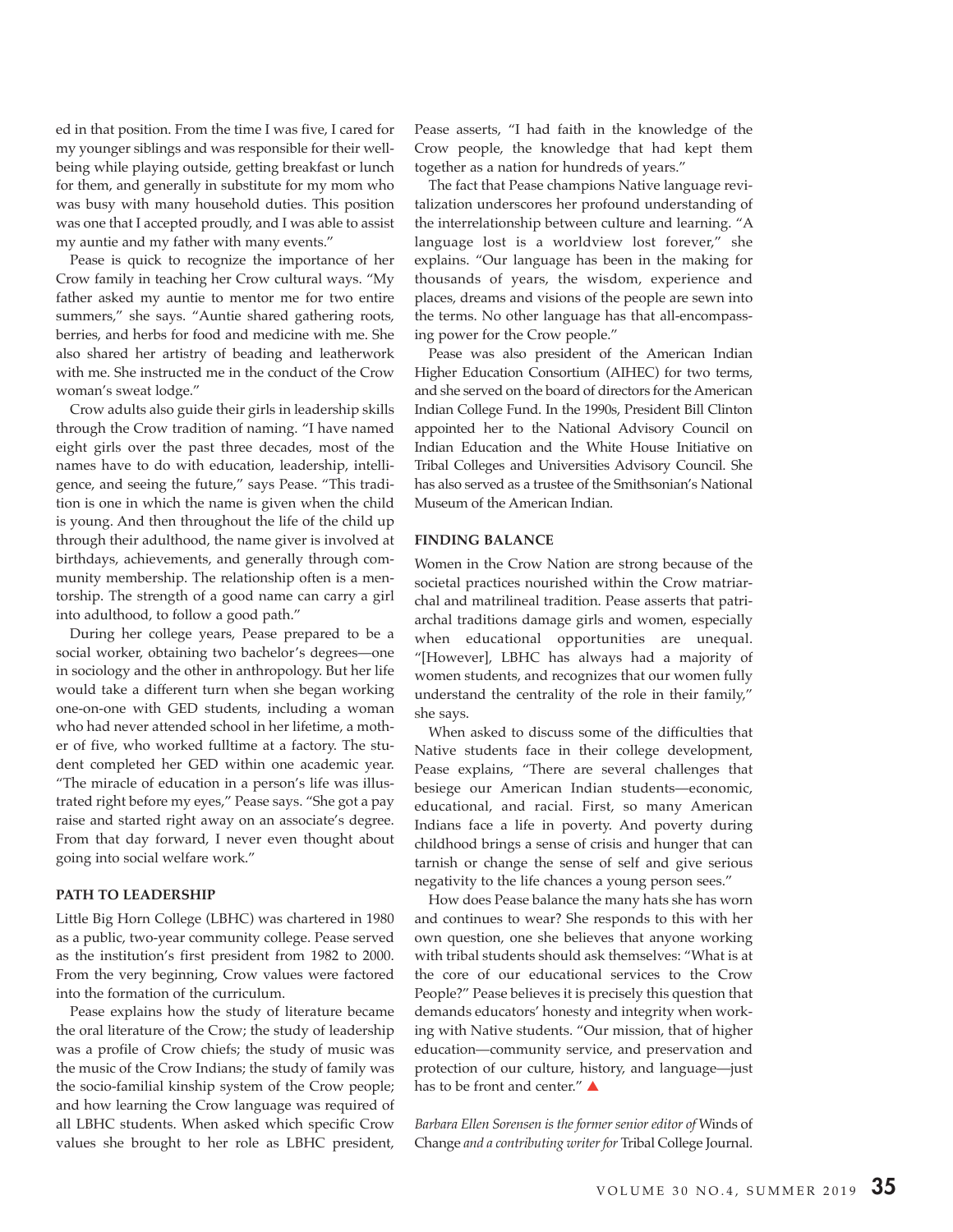ed in that position. From the time I was five, I cared for my younger siblings and was responsible for their wellbeing while playing outside, getting breakfast or lunch for them, and generally in substitute for my mom who was busy with many household duties. This position was one that I accepted proudly, and I was able to assist my auntie and my father with many events."

Pease is quick to recognize the importance of her Crow family in teaching her Crow cultural ways. "My father asked my auntie to mentor me for two entire summers," she says. "Auntie shared gathering roots, berries, and herbs for food and medicine with me. She also shared her artistry of beading and leatherwork with me. She instructed me in the conduct of the Crow woman's sweat lodge."

Crow adults also guide their girls in leadership skills through the Crow tradition of naming. "I have named eight girls over the past three decades, most of the names have to do with education, leadership, intelligence, and seeing the future," says Pease. "This tradition is one in which the name is given when the child is young. And then throughout the life of the child up through their adulthood, the name giver is involved at birthdays, achievements, and generally through community membership. The relationship often is a mentorship. The strength of a good name can carry a girl into adulthood, to follow a good path."

During her college years, Pease prepared to be a social worker, obtaining two bachelor's degrees—one in sociology and the other in anthropology. But her life would take a different turn when she began working one-on-one with GED students, including a woman who had never attended school in her lifetime, a mother of five, who worked fulltime at a factory. The student completed her GED within one academic year. "The miracle of education in a person's life was illustrated right before my eyes," Pease says. "She got a pay raise and started right away on an associate's degree. From that day forward, I never even thought about going into social welfare work."

**PATH TO LEADERSHIP**

Little Big Horn College (LBHC) was chartered in 1980 as a public, two-year community college. Pease served as the institution's first president from 1982 to 2000. From the very beginning, Crow values were factored into the formation of the curriculum.

Pease explains how the study of literature became the oral literature of the Crow; the study of leadership was a profile of Crow chiefs; the study of music was the music of the Crow Indians; the study of family was the socio-familial kinship system of the Crow people; and how learning the Crow language was required of all LBHC students. When asked which specific Crow values she brought to her role as LBHC president, Pease asserts, "I had faith in the knowledge of the Crow people, the knowledge that had kept them together as a nation for hundreds of years."

The fact that Pease champions Native language revitalization underscores her profound understanding of the interrelationship between culture and learning. "A language lost is a worldview lost forever," she explains. "Our language has been in the making for thousands of years, the wisdom, experience and places, dreams and visions of the people are sewn into the terms. No other language has that all-encompassing power for the Crow people."

Pease was also president of the American Indian Higher Education Consortium (AIHEC) for two terms, and she served on the board of directors for the American Indian College Fund. In the 1990s, President Bill Clinton appointed her to the National Advisory Council on Indian Education and the White House Initiative on Tribal Colleges and Universities Advisory Council. She has also served as a trustee of the Smithsonian's National Museum of the American Indian.

**FINDING BALANCE**

Women in the Crow Nation are strong because of the societal practices nourished within the Crow matriarchal and matrilineal tradition. Pease asserts that patriarchal traditions damage girls and women, especially when educational opportunities are unequal. "[However], LBHC has always had a majority of women students, and recognizes that our women fully understand the centrality of the role in their family," she says.

When asked to discuss some of the difficulties that Native students face in their college development, Pease explains, "There are several challenges that besiege our American Indian students—economic, educational, and racial. First, so many American Indians face a life in poverty. And poverty during childhood brings a sense of crisis and hunger that can tarnish or change the sense of self and give serious negativity to the life chances a young person sees."

How does Pease balance the many hats she has worn and continues to wear? She responds to this with her own question, one she believes that anyone working with tribal students should ask themselves: "What is at the core of our educational services to the Crow People?" Pease believes it is precisely this question that demands educators' honesty and integrity when working with Native students. "Our mission, that of higher education—community service, and preservation and protection of our culture, history, and language—just has to be front and center." ▲

*Barbara Ellen Sorensen is the former senior editor of* Winds of Change *and a contributing writer for* Tribal College Journal.